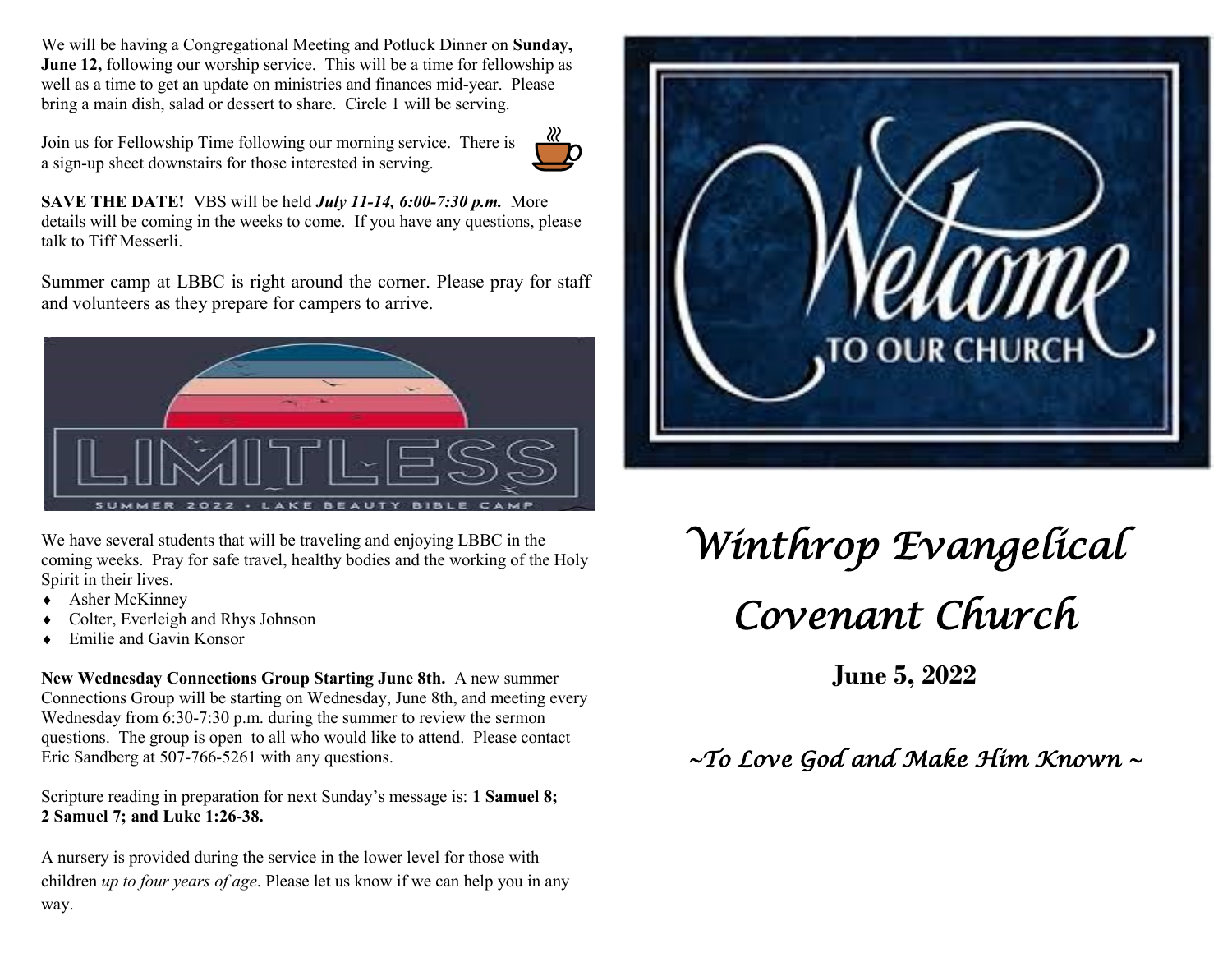We will be having a Congregational Meeting and Potluck Dinner on **Sunday, June 12,** following our worship service. This will be a time for fellowship as well as a time to get an update on ministries and finances mid-year. Please bring a main dish, salad or dessert to share. Circle 1 will be serving.

Join us for Fellowship Time following our morning service. There is a sign-up sheet downstairs for those interested in serving.

**SAVE THE DATE!** VBS will be held ***July 11-14, 6:00-7:30 p.m.*** More details will be coming in the weeks to come. If you have any questions, please talk to Tiff Messerli.

Summer camp at LBBC is right around the corner. Please pray for staff and volunteers as they prepare for campers to arrive.

LIMITLESS

SUMMER 2022 · LAKE BEAUTY BIBLE CAMP

We have several students that will be traveling and enjoying LBBC in the coming weeks. Pray for safe travel, healthy bodies and the working of the Holy Spirit in their lives.

- Asher McKinney
- Colter, Everleigh and Rhys Johnson
- Emilie and Gavin Konsor

**New Wednesday Connections Group Starting June 8th.** A new summer Connections Group will be starting on Wednesday, June 8th, and meeting every Wednesday from 6:30-7:30 p.m. during the summer to review the sermon questions. The group is open to all who would like to attend. Please contact Eric Sandberg at 507-766-5261 with any questions.

Scripture reading in preparation for next Sunday's message is: **1 Samuel 8; 2 Samuel 7; and Luke 1:26-38.**

A nursery is provided during the service in the lower level for those with children *up to four years of age*. Please let us know if we can help you in any way.

Welcome TO OUR CHURCH

# *Winthrop Evangelical Covenant Church*

**June 5, 2022**

*~To Love God and Make Him Known ~*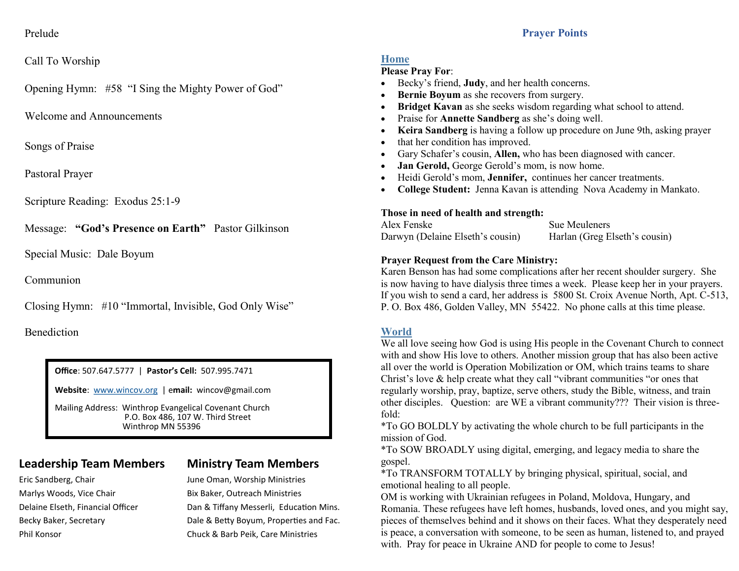Prelude

Call To Worship

Opening Hymn: #58 "I Sing the Mighty Power of God"

Welcome and Announcements

Songs of Praise

Pastoral Prayer

Scripture Reading: Exodus 25:1-9

Message: **"God's Presence on Earth"** Pastor Gilkinson

Special Music: Dale Boyum

Communion

Closing Hymn: #10 "Immortal, Invisible, God Only Wise"

Benediction

**Office**: 507.647.5777 | **Pastor's Cell:** 507.995.7471

**Website**: www.wincov.org | **email:** wincov@gmail.com

Mailing Address: Winthrop Evangelical Covenant Church
P.O. Box 486, 107 W. Third Street
Winthrop MN 55396

## Leadership Team Members

Eric Sandberg, Chair
Marlys Woods, Vice Chair
Delaine Elseth, Financial Officer
Becky Baker, Secretary
Phil Konsor

## Ministry Team Members

June Oman, Worship Ministries
Bix Baker, Outreach Ministries
Dan & Tiffany Messerli, Education Mins.
Dale & Betty Boyum, Properties and Fac.
Chuck & Barb Peik, Care Ministries

# Prayer Points

## Home

**Please Pray For**:

- Becky's friend, **Judy**, and her health concerns.
- **Bernie Boyum** as she recovers from surgery.
- **Bridget Kavan** as she seeks wisdom regarding what school to attend.
- Praise for **Annette Sandberg** as she's doing well.
- **Keira Sandberg** is having a follow up procedure on June 9th, asking prayer
- that her condition has improved.
- Gary Schafer's cousin, **Allen,** who has been diagnosed with cancer.
- **Jan Gerold,** George Gerold's mom, is now home.
- Heidi Gerold's mom, **Jennifer,** continues her cancer treatments.
- **College Student:** Jenna Kavan is attending Nova Academy in Mankato.

**Those in need of health and strength:**

Alex Fenske
Sue Meuleners
Darwyn (Delaine Elseth's cousin)
Harlan (Greg Elseth's cousin)

**Prayer Request from the Care Ministry:**
Karen Benson has had some complications after her recent shoulder surgery. She is now having to have dialysis three times a week. Please keep her in your prayers. If you wish to send a card, her address is 5800 St. Croix Avenue North, Apt. C-513, P. O. Box 486, Golden Valley, MN 55422. No phone calls at this time please.

## World

We all love seeing how God is using His people in the Covenant Church to connect with and show His love to others. Another mission group that has also been active all over the world is Operation Mobilization or OM, which trains teams to share Christ's love & help create what they call "vibrant communities "or ones that regularly worship, pray, baptize, serve others, study the Bible, witness, and train other disciples. Question: are WE a vibrant community??? Their vision is three-fold:

*To GO BOLDLY by activating the whole church to be full participants in the mission of God.

*To SOW BROADLY using digital, emerging, and legacy media to share the gospel.

*To TRANSFORM TOTALLY by bringing physical, spiritual, social, and emotional healing to all people.

OM is working with Ukrainian refugees in Poland, Moldova, Hungary, and Romania. These refugees have left homes, husbands, loved ones, and you might say, pieces of themselves behind and it shows on their faces. What they desperately need is peace, a conversation with someone, to be seen as human, listened to, and prayed with. Pray for peace in Ukraine AND for people to come to Jesus!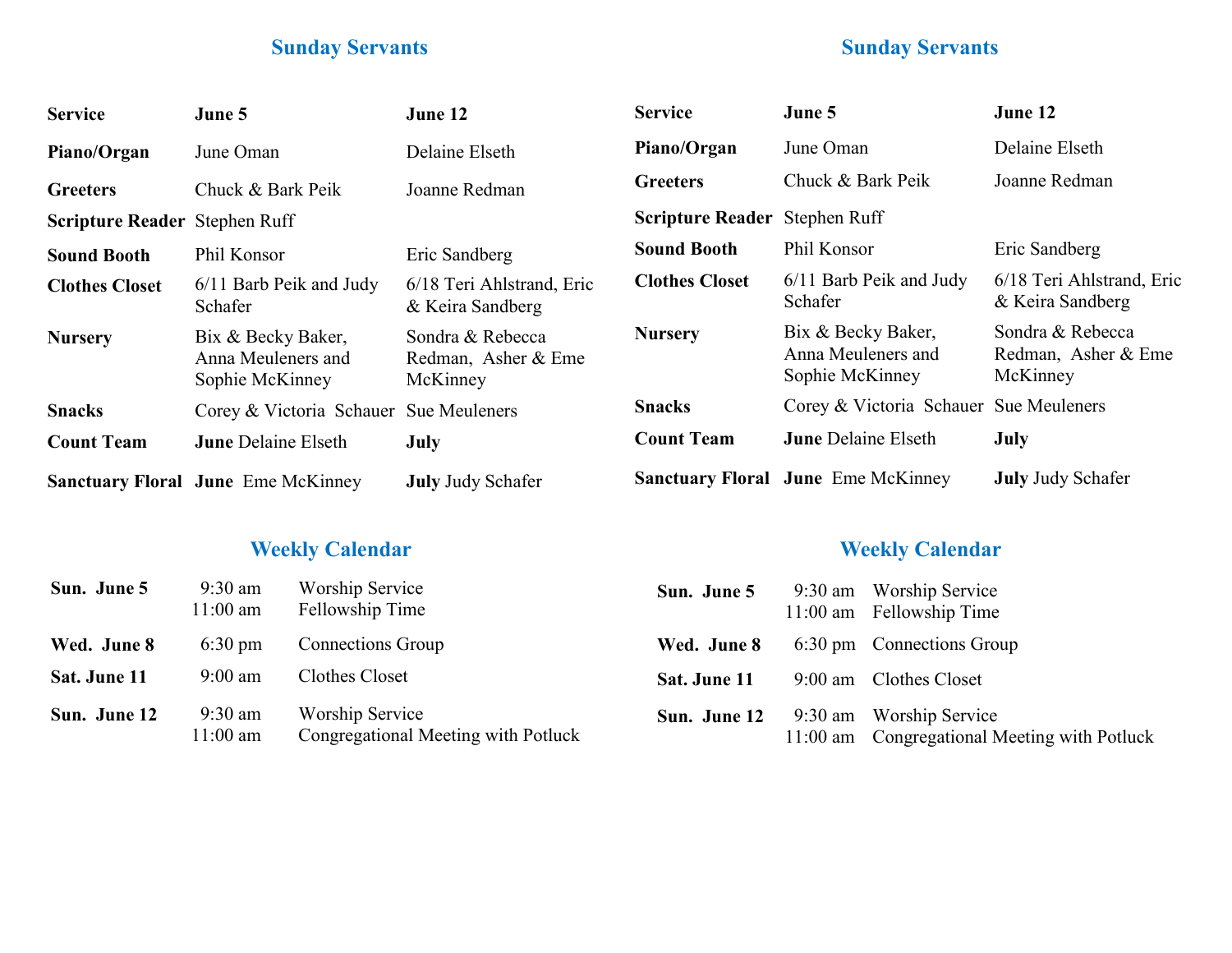## Sunday Servants

| Service | June 5 | June 12 |
|---|---|---|
| Piano/Organ | June Oman | Delaine Elseth |
| Greeters | Chuck & Bark Peik | Joanne Redman |
| Scripture Reader | Stephen Ruff | |
| Sound Booth | Phil Konsor | Eric Sandberg |
| Clothes Closet | 6/11 Barb Peik and Judy Schafer | 6/18 Teri Ahlstrand, Eric & Keira Sandberg |
| Nursery | Bix & Becky Baker, Anna Meuleners and Sophie McKinney | Sondra & Rebecca Redman, Asher & Eme McKinney |
| Snacks | Corey & Victoria Schauer | Sue Meuleners |
| Count Team | **June** Delaine Elseth | **July** |
| Sanctuary Floral | **June** Eme McKinney | **July** Judy Schafer |

## Weekly Calendar

| | | |
|---|---|---|
| **Sun. June 5** | 9:30 am | Worship Service |
| | 11:00 am | Fellowship Time |
| **Wed. June 8** | 6:30 pm | Connections Group |
| **Sat. June 11** | 9:00 am | Clothes Closet |
| **Sun. June 12** | 9:30 am | Worship Service |
| | 11:00 am | Congregational Meeting with Potluck |

## Sunday Servants

| Service | June 5 | June 12 |
|---|---|---|
| Piano/Organ | June Oman | Delaine Elseth |
| Greeters | Chuck & Bark Peik | Joanne Redman |
| Scripture Reader | Stephen Ruff | |
| Sound Booth | Phil Konsor | Eric Sandberg |
| Clothes Closet | 6/11 Barb Peik and Judy Schafer | 6/18 Teri Ahlstrand, Eric & Keira Sandberg |
| Nursery | Bix & Becky Baker, Anna Meuleners and Sophie McKinney | Sondra & Rebecca Redman, Asher & Eme McKinney |
| Snacks | Corey & Victoria Schauer | Sue Meuleners |
| Count Team | **June** Delaine Elseth | **July** |
| Sanctuary Floral | **June** Eme McKinney | **July** Judy Schafer |

## Weekly Calendar

| | | |
|---|---|---|
| **Sun. June 5** | 9:30 am | Worship Service |
| | 11:00 am | Fellowship Time |
| **Wed. June 8** | 6:30 pm | Connections Group |
| **Sat. June 11** | 9:00 am | Clothes Closet |
| **Sun. June 12** | 9:30 am | Worship Service |
| | 11:00 am | Congregational Meeting with Potluck |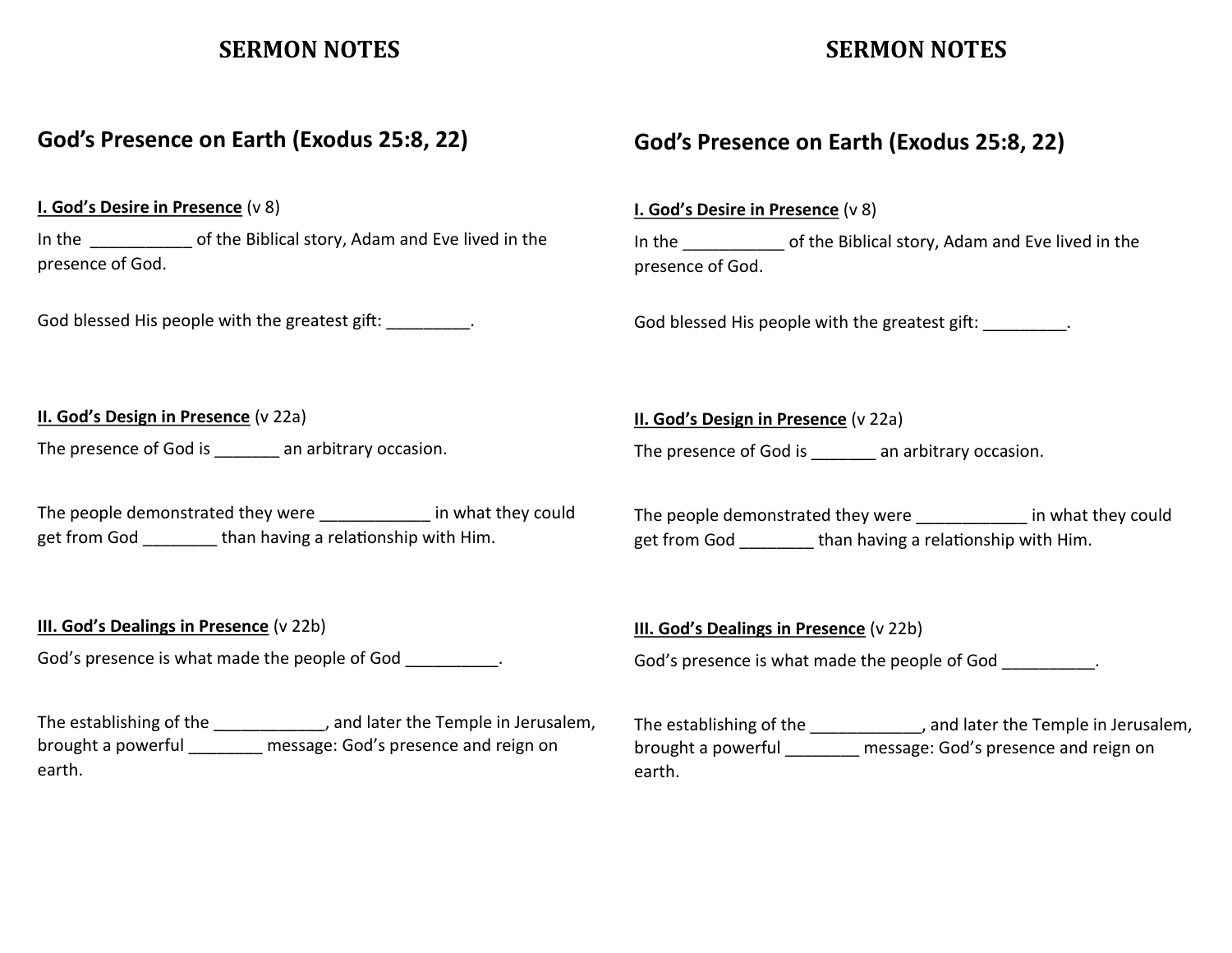## SERMON NOTES

### God's Presence on Earth (Exodus 25:8, 22)

**<u>I. God's Desire in Presence</u>** (v 8)

In the ___________ of the Biblical story, Adam and Eve lived in the presence of God.

God blessed His people with the greatest gift: _________.

**<u>II. God's Design in Presence</u>** (v 22a)

The presence of God is _______ an arbitrary occasion.

The people demonstrated they were ____________ in what they could get from God ________ than having a relationship with Him.

**<u>III. God's Dealings in Presence</u>** (v 22b)

God's presence is what made the people of God __________.

The establishing of the ____________, and later the Temple in Jerusalem, brought a powerful ________ message: God's presence and reign on earth.

## SERMON NOTES

### God's Presence on Earth (Exodus 25:8, 22)

**<u>I. God's Desire in Presence</u>** (v 8)

In the ___________ of the Biblical story, Adam and Eve lived in the presence of God.

God blessed His people with the greatest gift: _________.

**<u>II. God's Design in Presence</u>** (v 22a)

The presence of God is _______ an arbitrary occasion.

The people demonstrated they were ____________ in what they could get from God ________ than having a relationship with Him.

**<u>III. God's Dealings in Presence</u>** (v 22b)

God's presence is what made the people of God __________.

The establishing of the ____________, and later the Temple in Jerusalem, brought a powerful ________ message: God's presence and reign on earth.